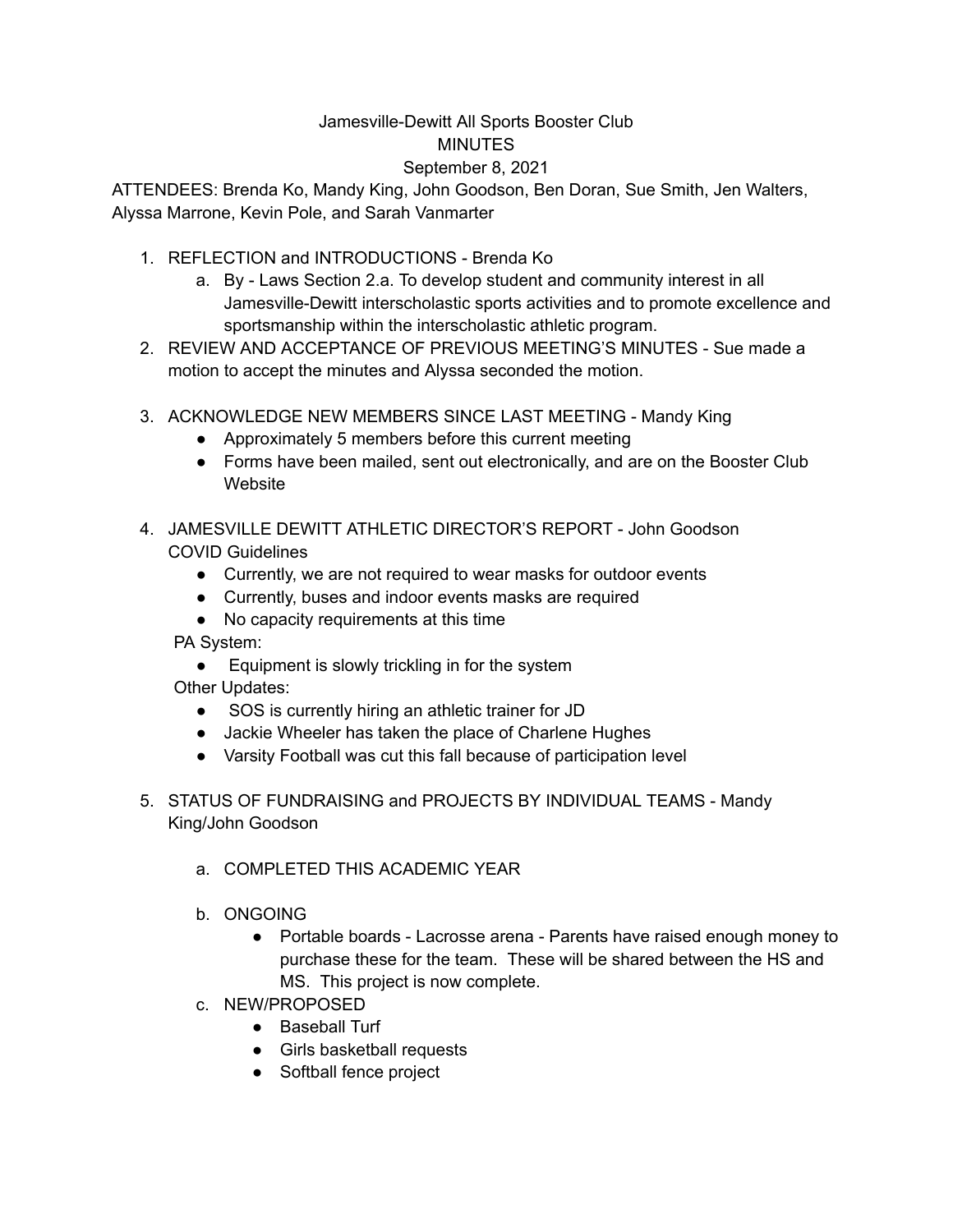# Jamesville-Dewitt All Sports Booster Club

## MINUTES

### September 8, 2021

ATTENDEES: Brenda Ko, Mandy King, John Goodson, Ben Doran, Sue Smith, Jen Walters, Alyssa Marrone, Kevin Pole, and Sarah Vanmarter

1. REFLECTION and INTRODUCTIONS - Brenda Ko
   a. By - Laws Section 2.a. To develop student and community interest in all Jamesville-Dewitt interscholastic sports activities and to promote excellence and sportsmanship within the interscholastic athletic program.
2. REVIEW AND ACCEPTANCE OF PREVIOUS MEETING'S MINUTES - Sue made a motion to accept the minutes and Alyssa seconded the motion.
3. ACKNOWLEDGE NEW MEMBERS SINCE LAST MEETING - Mandy King
   - Approximately 5 members before this current meeting
   - Forms have been mailed, sent out electronically, and are on the Booster Club Website
4. JAMESVILLE DEWITT ATHLETIC DIRECTOR'S REPORT - John Goodson
   COVID Guidelines
   - Currently, we are not required to wear masks for outdoor events
   - Currently, buses and indoor events masks are required
   - No capacity requirements at this time

   PA System:
   - Equipment is slowly trickling in for the system

   Other Updates:
   - SOS is currently hiring an athletic trainer for JD
   - Jackie Wheeler has taken the place of Charlene Hughes
   - Varsity Football was cut this fall because of participation level
5. STATUS OF FUNDRAISING and PROJECTS BY INDIVIDUAL TEAMS - Mandy King/John Goodson
   a. COMPLETED THIS ACADEMIC YEAR
   b. ONGOING
      - Portable boards - Lacrosse arena - Parents have raised enough money to purchase these for the team. These will be shared between the HS and MS. This project is now complete.
   c. NEW/PROPOSED
      - Baseball Turf
      - Girls basketball requests
      - Softball fence project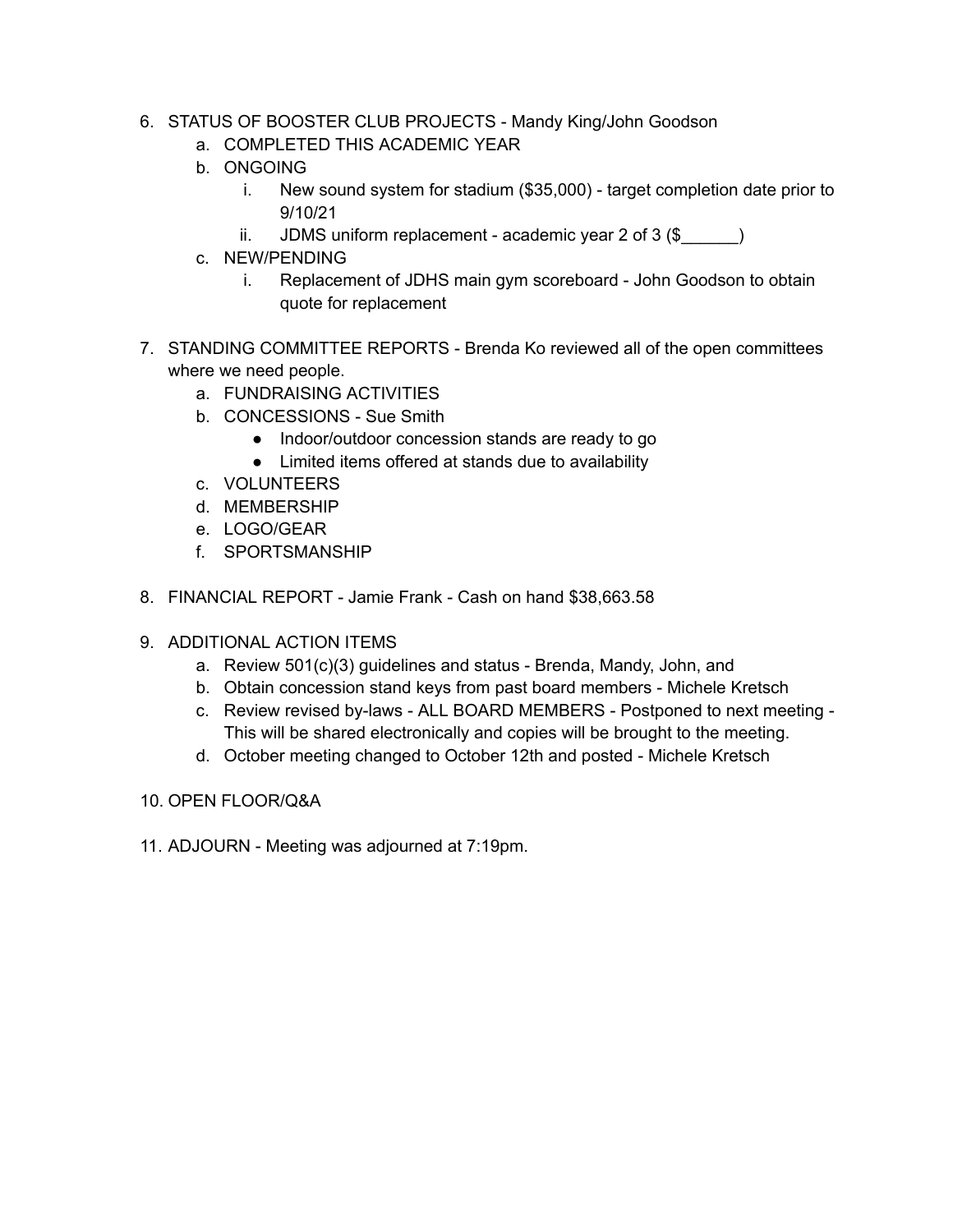6. STATUS OF BOOSTER CLUB PROJECTS - Mandy King/John Goodson
    a. COMPLETED THIS ACADEMIC YEAR
    b. ONGOING
        i. New sound system for stadium ($35,000) - target completion date prior to 9/10/21
        ii. JDMS uniform replacement - academic year 2 of 3 ($______)
    c. NEW/PENDING
        i. Replacement of JDHS main gym scoreboard - John Goodson to obtain quote for replacement

7. STANDING COMMITTEE REPORTS - Brenda Ko reviewed all of the open committees where we need people.
    a. FUNDRAISING ACTIVITIES
    b. CONCESSIONS - Sue Smith
        - Indoor/outdoor concession stands are ready to go
        - Limited items offered at stands due to availability
    c. VOLUNTEERS
    d. MEMBERSHIP
    e. LOGO/GEAR
    f. SPORTSMANSHIP

8. FINANCIAL REPORT - Jamie Frank - Cash on hand $38,663.58

9. ADDITIONAL ACTION ITEMS
    a. Review 501(c)(3) guidelines and status - Brenda, Mandy, John, and
    b. Obtain concession stand keys from past board members - Michele Kretsch
    c. Review revised by-laws - ALL BOARD MEMBERS - Postponed to next meeting - This will be shared electronically and copies will be brought to the meeting.
    d. October meeting changed to October 12th and posted - Michele Kretsch

10. OPEN FLOOR/Q&A

11. ADJOURN - Meeting was adjourned at 7:19pm.